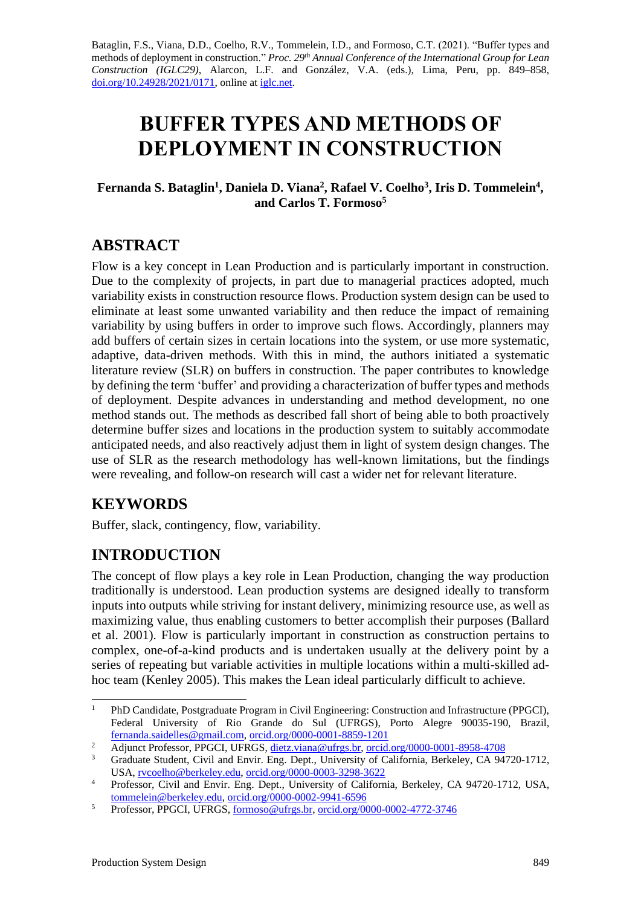Bataglin, F.S., Viana, D.D., Coelho, R.V., Tommelein, I.D., and Formoso, C.T. (2021). "Buffer types and methods of deployment in construction." *Proc. 29th Annual Conference of the International Group for Lean Construction (IGLC29)*, Alarcon, L.F. and González, V.A. (eds.), Lima, Peru, pp. 849–858, doi.org/10.24928/2021/0171, online at iglc.net.

# BUFFER TYPES AND METHODS OF DEPLOYMENT IN CONSTRUCTION

**Fernanda S. Bataglin[1], Daniela D. Viana[2], Rafael V. Coelho[3], Iris D. Tommelein[4], and Carlos T. Formoso[5]**

## ABSTRACT

Flow is a key concept in Lean Production and is particularly important in construction. Due to the complexity of projects, in part due to managerial practices adopted, much variability exists in construction resource flows. Production system design can be used to eliminate at least some unwanted variability and then reduce the impact of remaining variability by using buffers in order to improve such flows. Accordingly, planners may add buffers of certain sizes in certain locations into the system, or use more systematic, adaptive, data-driven methods. With this in mind, the authors initiated a systematic literature review (SLR) on buffers in construction. The paper contributes to knowledge by defining the term 'buffer' and providing a characterization of buffer types and methods of deployment. Despite advances in understanding and method development, no one method stands out. The methods as described fall short of being able to both proactively determine buffer sizes and locations in the production system to suitably accommodate anticipated needs, and also reactively adjust them in light of system design changes. The use of SLR as the research methodology has well-known limitations, but the findings were revealing, and follow-on research will cast a wider net for relevant literature.

## KEYWORDS

Buffer, slack, contingency, flow, variability.

## INTRODUCTION

The concept of flow plays a key role in Lean Production, changing the way production traditionally is understood. Lean production systems are designed ideally to transform inputs into outputs while striving for instant delivery, minimizing resource use, as well as maximizing value, thus enabling customers to better accomplish their purposes (Ballard et al. 2001). Flow is particularly important in construction as construction pertains to complex, one-of-a-kind products and is undertaken usually at the delivery point by a series of repeating but variable activities in multiple locations within a multi-skilled ad-hoc team (Kenley 2005). This makes the Lean ideal particularly difficult to achieve.

---

[1] PhD Candidate, Postgraduate Program in Civil Engineering: Construction and Infrastructure (PPGCI), Federal University of Rio Grande do Sul (UFRGS), Porto Alegre 90035-190, Brazil, fernanda.saidelles@gmail.com, orcid.org/0000-0001-8859-1201

[2] Adjunct Professor, PPGCI, UFRGS, dietz.viana@ufrgs.br, orcid.org/0000-0001-8958-4708

[3] Graduate Student, Civil and Envir. Eng. Dept., University of California, Berkeley, CA 94720-1712, USA, rvcoelho@berkeley.edu, orcid.org/0000-0003-3298-3622

[4] Professor, Civil and Envir. Eng. Dept., University of California, Berkeley, CA 94720-1712, USA, tommelein@berkeley.edu, orcid.org/0000-0002-9941-6596

[5] Professor, PPGCI, UFRGS, formoso@ufrgs.br, orcid.org/0000-0002-4772-3746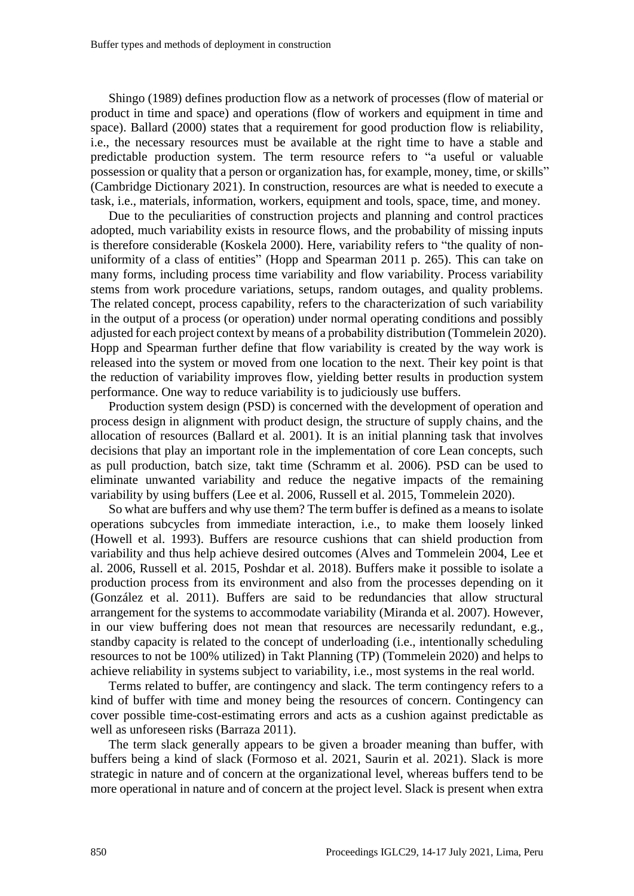Shingo (1989) defines production flow as a network of processes (flow of material or product in time and space) and operations (flow of workers and equipment in time and space). Ballard (2000) states that a requirement for good production flow is reliability, i.e., the necessary resources must be available at the right time to have a stable and predictable production system. The term resource refers to "a useful or valuable possession or quality that a person or organization has, for example, money, time, or skills" (Cambridge Dictionary 2021). In construction, resources are what is needed to execute a task, i.e., materials, information, workers, equipment and tools, space, time, and money.

Due to the peculiarities of construction projects and planning and control practices adopted, much variability exists in resource flows, and the probability of missing inputs is therefore considerable (Koskela 2000). Here, variability refers to "the quality of non-uniformity of a class of entities" (Hopp and Spearman 2011 p. 265). This can take on many forms, including process time variability and flow variability. Process variability stems from work procedure variations, setups, random outages, and quality problems. The related concept, process capability, refers to the characterization of such variability in the output of a process (or operation) under normal operating conditions and possibly adjusted for each project context by means of a probability distribution (Tommelein 2020). Hopp and Spearman further define that flow variability is created by the way work is released into the system or moved from one location to the next. Their key point is that the reduction of variability improves flow, yielding better results in production system performance. One way to reduce variability is to judiciously use buffers.

Production system design (PSD) is concerned with the development of operation and process design in alignment with product design, the structure of supply chains, and the allocation of resources (Ballard et al. 2001). It is an initial planning task that involves decisions that play an important role in the implementation of core Lean concepts, such as pull production, batch size, takt time (Schramm et al. 2006). PSD can be used to eliminate unwanted variability and reduce the negative impacts of the remaining variability by using buffers (Lee et al. 2006, Russell et al. 2015, Tommelein 2020).

So what are buffers and why use them? The term buffer is defined as a means to isolate operations subcycles from immediate interaction, i.e., to make them loosely linked (Howell et al. 1993). Buffers are resource cushions that can shield production from variability and thus help achieve desired outcomes (Alves and Tommelein 2004, Lee et al. 2006, Russell et al. 2015, Poshdar et al. 2018). Buffers make it possible to isolate a production process from its environment and also from the processes depending on it (González et al. 2011). Buffers are said to be redundancies that allow structural arrangement for the systems to accommodate variability (Miranda et al. 2007). However, in our view buffering does not mean that resources are necessarily redundant, e.g., standby capacity is related to the concept of underloading (i.e., intentionally scheduling resources to not be 100% utilized) in Takt Planning (TP) (Tommelein 2020) and helps to achieve reliability in systems subject to variability, i.e., most systems in the real world.

Terms related to buffer, are contingency and slack. The term contingency refers to a kind of buffer with time and money being the resources of concern. Contingency can cover possible time-cost-estimating errors and acts as a cushion against predictable as well as unforeseen risks (Barraza 2011).

The term slack generally appears to be given a broader meaning than buffer, with buffers being a kind of slack (Formoso et al. 2021, Saurin et al. 2021). Slack is more strategic in nature and of concern at the organizational level, whereas buffers tend to be more operational in nature and of concern at the project level. Slack is present when extra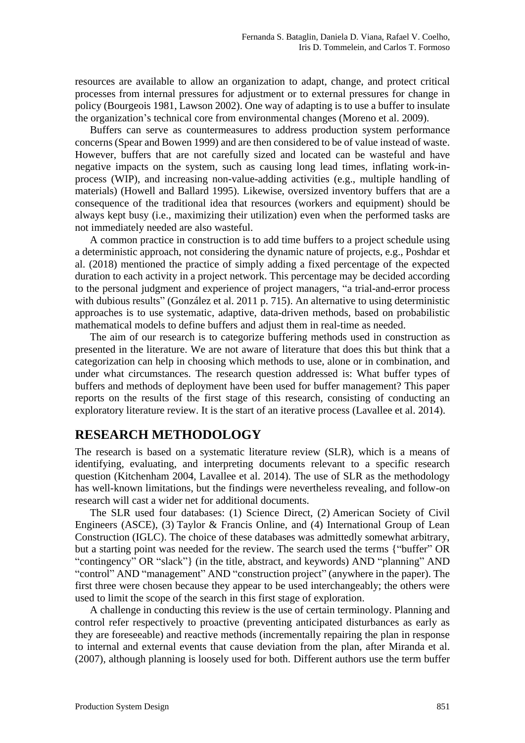resources are available to allow an organization to adapt, change, and protect critical processes from internal pressures for adjustment or to external pressures for change in policy (Bourgeois 1981, Lawson 2002). One way of adapting is to use a buffer to insulate the organization's technical core from environmental changes (Moreno et al. 2009).

Buffers can serve as countermeasures to address production system performance concerns (Spear and Bowen 1999) and are then considered to be of value instead of waste. However, buffers that are not carefully sized and located can be wasteful and have negative impacts on the system, such as causing long lead times, inflating work-in-process (WIP), and increasing non-value-adding activities (e.g., multiple handling of materials) (Howell and Ballard 1995). Likewise, oversized inventory buffers that are a consequence of the traditional idea that resources (workers and equipment) should be always kept busy (i.e., maximizing their utilization) even when the performed tasks are not immediately needed are also wasteful.

A common practice in construction is to add time buffers to a project schedule using a deterministic approach, not considering the dynamic nature of projects, e.g., Poshdar et al. (2018) mentioned the practice of simply adding a fixed percentage of the expected duration to each activity in a project network. This percentage may be decided according to the personal judgment and experience of project managers, "a trial-and-error process with dubious results" (González et al. 2011 p. 715). An alternative to using deterministic approaches is to use systematic, adaptive, data-driven methods, based on probabilistic mathematical models to define buffers and adjust them in real-time as needed.

The aim of our research is to categorize buffering methods used in construction as presented in the literature. We are not aware of literature that does this but think that a categorization can help in choosing which methods to use, alone or in combination, and under what circumstances. The research question addressed is: What buffer types of buffers and methods of deployment have been used for buffer management? This paper reports on the results of the first stage of this research, consisting of conducting an exploratory literature review. It is the start of an iterative process (Lavallee et al. 2014).

## RESEARCH METHODOLOGY

The research is based on a systematic literature review (SLR), which is a means of identifying, evaluating, and interpreting documents relevant to a specific research question (Kitchenham 2004, Lavallee et al. 2014). The use of SLR as the methodology has well-known limitations, but the findings were nevertheless revealing, and follow-on research will cast a wider net for additional documents.

The SLR used four databases: (1) Science Direct, (2) American Society of Civil Engineers (ASCE), (3) Taylor & Francis Online, and (4) International Group of Lean Construction (IGLC). The choice of these databases was admittedly somewhat arbitrary, but a starting point was needed for the review. The search used the terms {"buffer" OR "contingency" OR "slack"} (in the title, abstract, and keywords) AND "planning" AND "control" AND "management" AND "construction project" (anywhere in the paper). The first three were chosen because they appear to be used interchangeably; the others were used to limit the scope of the search in this first stage of exploration.

A challenge in conducting this review is the use of certain terminology. Planning and control refer respectively to proactive (preventing anticipated disturbances as early as they are foreseeable) and reactive methods (incrementally repairing the plan in response to internal and external events that cause deviation from the plan, after Miranda et al. (2007), although planning is loosely used for both. Different authors use the term buffer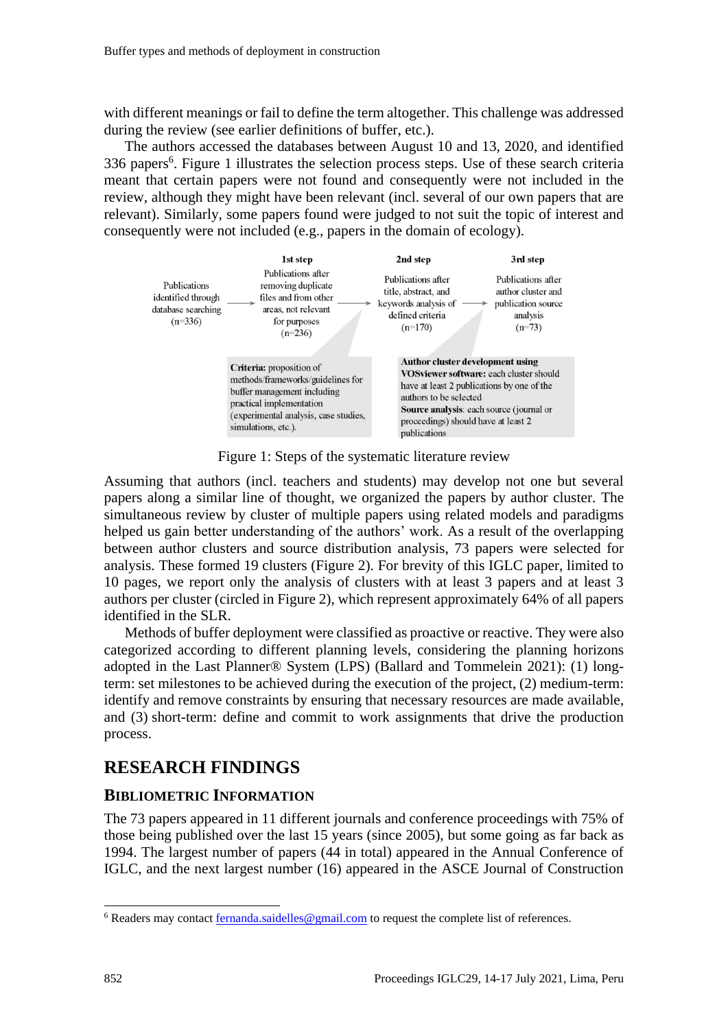with different meanings or fail to define the term altogether. This challenge was addressed during the review (see earlier definitions of buffer, etc.).

The authors accessed the databases between August 10 and 13, 2020, and identified 336 papers[6]. Figure 1 illustrates the selection process steps. Use of these search criteria meant that certain papers were not found and consequently were not included in the review, although they might have been relevant (incl. several of our own papers that are relevant). Similarly, some papers found were judged to not suit the topic of interest and consequently were not included (e.g., papers in the domain of ecology).

Publications identified through database searching (n=336) → **1st step**: Publications after removing duplicate files and from other areas, not relevant for purposes (n=236) → **2nd step**: Publications after title, abstract, and keywords analysis of defined criteria (n=170) → **3rd step**: Publications after author cluster and publication source analysis (n=73)

**Criteria:** proposition of methods/frameworks/guidelines for buffer management including practical implementation (experimental analysis, case studies, simulations, etc.).

**Author cluster development using VOSviewer software:** each cluster should have at least 2 publications by one of the authors to be selected
**Source analysis**: each source (journal or proceedings) should have at least 2 publications

Figure 1: Steps of the systematic literature review

Assuming that authors (incl. teachers and students) may develop not one but several papers along a similar line of thought, we organized the papers by author cluster. The simultaneous review by cluster of multiple papers using related models and paradigms helped us gain better understanding of the authors' work. As a result of the overlapping between author clusters and source distribution analysis, 73 papers were selected for analysis. These formed 19 clusters (Figure 2). For brevity of this IGLC paper, limited to 10 pages, we report only the analysis of clusters with at least 3 papers and at least 3 authors per cluster (circled in Figure 2), which represent approximately 64% of all papers identified in the SLR.

Methods of buffer deployment were classified as proactive or reactive. They were also categorized according to different planning levels, considering the planning horizons adopted in the Last Planner® System (LPS) (Ballard and Tommelein 2021): (1) long-term: set milestones to be achieved during the execution of the project, (2) medium-term: identify and remove constraints by ensuring that necessary resources are made available, and (3) short-term: define and commit to work assignments that drive the production process.

## RESEARCH FINDINGS

### BIBLIOMETRIC INFORMATION

The 73 papers appeared in 11 different journals and conference proceedings with 75% of those being published over the last 15 years (since 2005), but some going as far back as 1994. The largest number of papers (44 in total) appeared in the Annual Conference of IGLC, and the next largest number (16) appeared in the ASCE Journal of Construction

[6] Readers may contact fernanda.saidelles@gmail.com to request the complete list of references.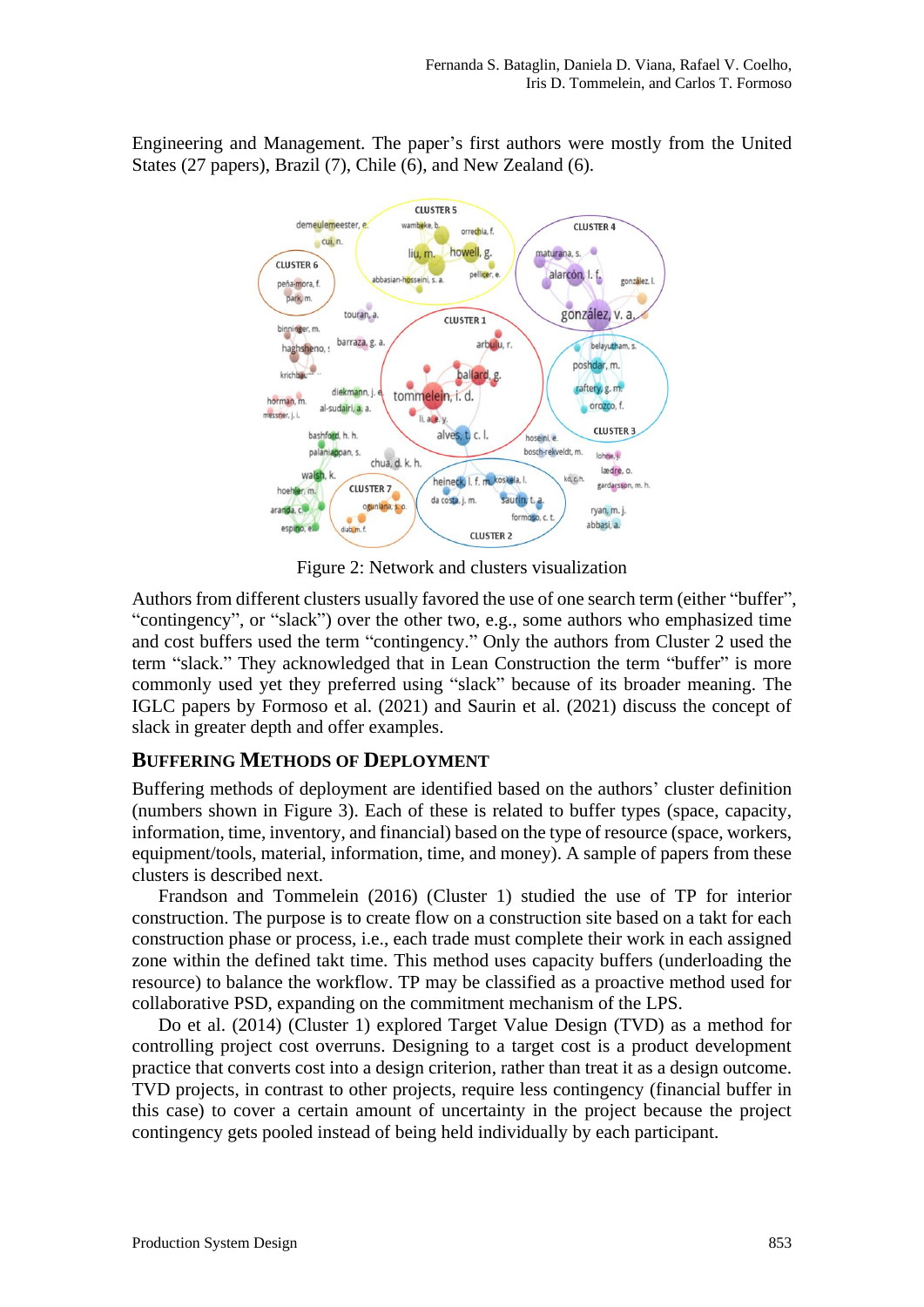Engineering and Management. The paper's first authors were mostly from the United States (27 papers), Brazil (7), Chile (6), and New Zealand (6).

Figure 2: Network and clusters visualization

Authors from different clusters usually favored the use of one search term (either "buffer", "contingency", or "slack") over the other two, e.g., some authors who emphasized time and cost buffers used the term "contingency." Only the authors from Cluster 2 used the term "slack." They acknowledged that in Lean Construction the term "buffer" is more commonly used yet they preferred using "slack" because of its broader meaning. The IGLC papers by Formoso et al. (2021) and Saurin et al. (2021) discuss the concept of slack in greater depth and offer examples.

## BUFFERING METHODS OF DEPLOYMENT

Buffering methods of deployment are identified based on the authors' cluster definition (numbers shown in Figure 3). Each of these is related to buffer types (space, capacity, information, time, inventory, and financial) based on the type of resource (space, workers, equipment/tools, material, information, time, and money). A sample of papers from these clusters is described next.

Frandson and Tommelein (2016) (Cluster 1) studied the use of TP for interior construction. The purpose is to create flow on a construction site based on a takt for each construction phase or process, i.e., each trade must complete their work in each assigned zone within the defined takt time. This method uses capacity buffers (underloading the resource) to balance the workflow. TP may be classified as a proactive method used for collaborative PSD, expanding on the commitment mechanism of the LPS.

Do et al. (2014) (Cluster 1) explored Target Value Design (TVD) as a method for controlling project cost overruns. Designing to a target cost is a product development practice that converts cost into a design criterion, rather than treat it as a design outcome. TVD projects, in contrast to other projects, require less contingency (financial buffer in this case) to cover a certain amount of uncertainty in the project because the project contingency gets pooled instead of being held individually by each participant.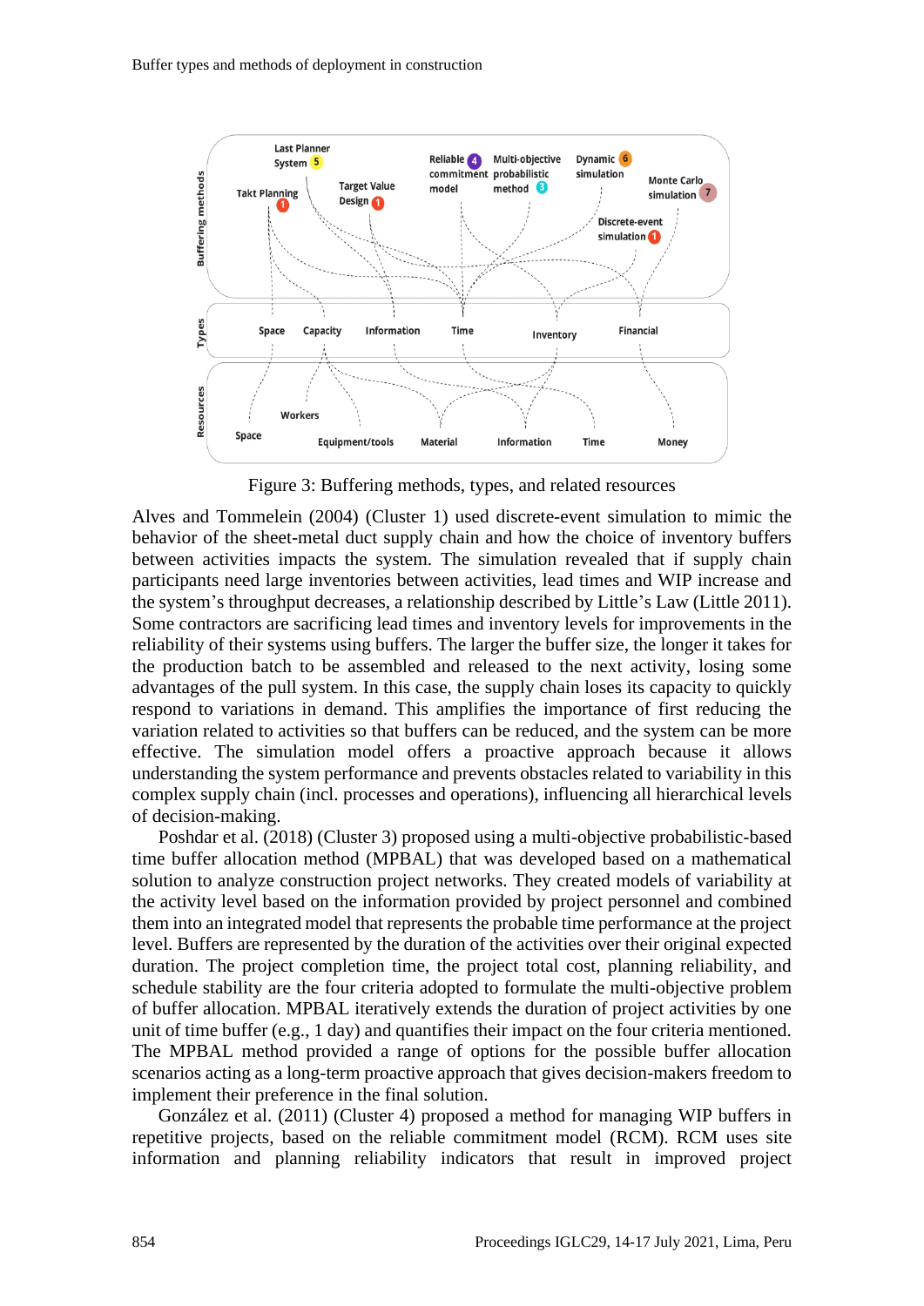Figure 3: Buffering methods, types, and related resources

Alves and Tommelein (2004) (Cluster 1) used discrete-event simulation to mimic the behavior of the sheet-metal duct supply chain and how the choice of inventory buffers between activities impacts the system. The simulation revealed that if supply chain participants need large inventories between activities, lead times and WIP increase and the system's throughput decreases, a relationship described by Little's Law (Little 2011). Some contractors are sacrificing lead times and inventory levels for improvements in the reliability of their systems using buffers. The larger the buffer size, the longer it takes for the production batch to be assembled and released to the next activity, losing some advantages of the pull system. In this case, the supply chain loses its capacity to quickly respond to variations in demand. This amplifies the importance of first reducing the variation related to activities so that buffers can be reduced, and the system can be more effective. The simulation model offers a proactive approach because it allows understanding the system performance and prevents obstacles related to variability in this complex supply chain (incl. processes and operations), influencing all hierarchical levels of decision-making.

Poshdar et al. (2018) (Cluster 3) proposed using a multi-objective probabilistic-based time buffer allocation method (MPBAL) that was developed based on a mathematical solution to analyze construction project networks. They created models of variability at the activity level based on the information provided by project personnel and combined them into an integrated model that represents the probable time performance at the project level. Buffers are represented by the duration of the activities over their original expected duration. The project completion time, the project total cost, planning reliability, and schedule stability are the four criteria adopted to formulate the multi-objective problem of buffer allocation. MPBAL iteratively extends the duration of project activities by one unit of time buffer (e.g., 1 day) and quantifies their impact on the four criteria mentioned. The MPBAL method provided a range of options for the possible buffer allocation scenarios acting as a long-term proactive approach that gives decision-makers freedom to implement their preference in the final solution.

González et al. (2011) (Cluster 4) proposed a method for managing WIP buffers in repetitive projects, based on the reliable commitment model (RCM). RCM uses site information and planning reliability indicators that result in improved project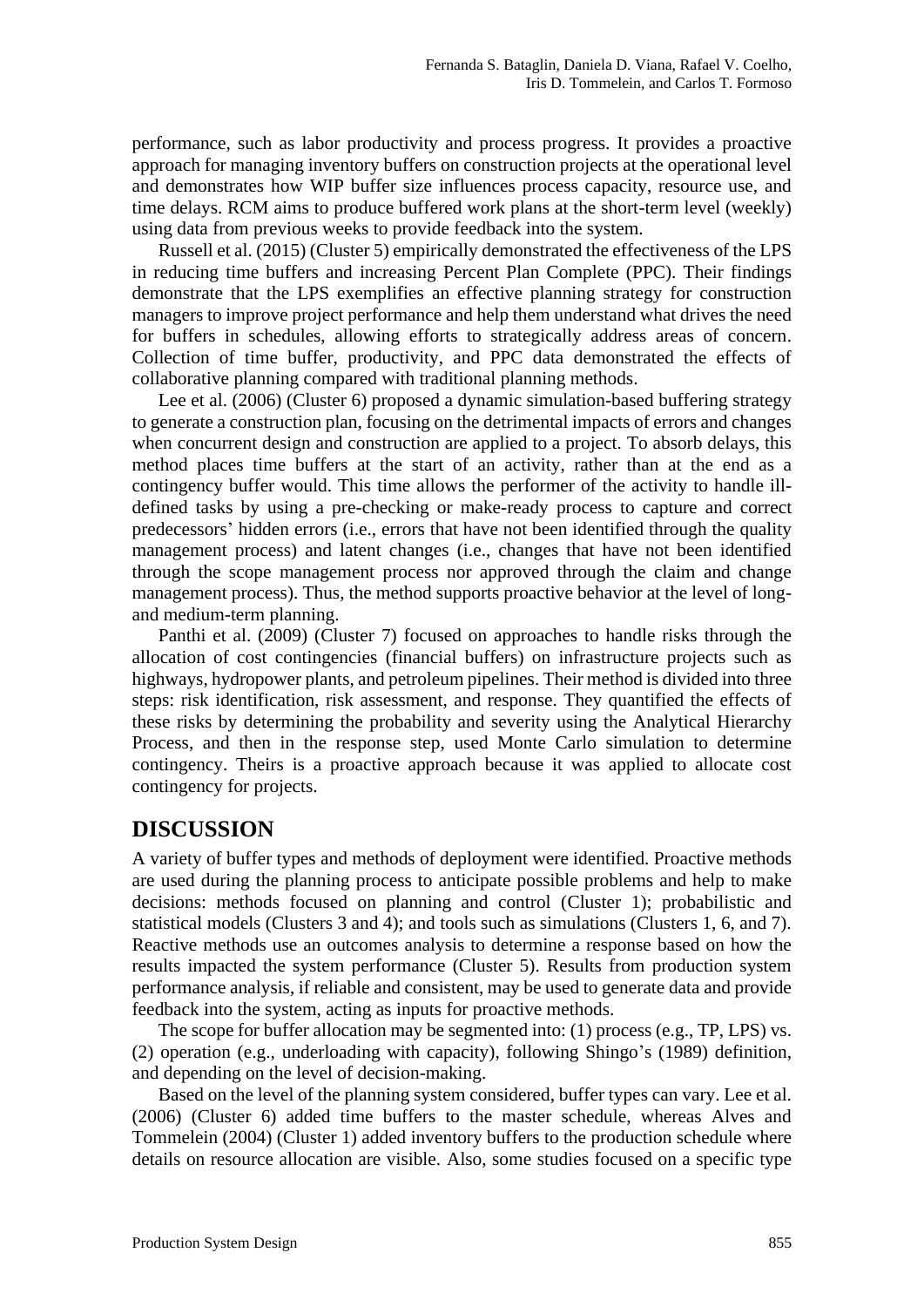performance, such as labor productivity and process progress. It provides a proactive approach for managing inventory buffers on construction projects at the operational level and demonstrates how WIP buffer size influences process capacity, resource use, and time delays. RCM aims to produce buffered work plans at the short-term level (weekly) using data from previous weeks to provide feedback into the system.

Russell et al. (2015) (Cluster 5) empirically demonstrated the effectiveness of the LPS in reducing time buffers and increasing Percent Plan Complete (PPC). Their findings demonstrate that the LPS exemplifies an effective planning strategy for construction managers to improve project performance and help them understand what drives the need for buffers in schedules, allowing efforts to strategically address areas of concern. Collection of time buffer, productivity, and PPC data demonstrated the effects of collaborative planning compared with traditional planning methods.

Lee et al. (2006) (Cluster 6) proposed a dynamic simulation-based buffering strategy to generate a construction plan, focusing on the detrimental impacts of errors and changes when concurrent design and construction are applied to a project. To absorb delays, this method places time buffers at the start of an activity, rather than at the end as a contingency buffer would. This time allows the performer of the activity to handle ill-defined tasks by using a pre-checking or make-ready process to capture and correct predecessors' hidden errors (i.e., errors that have not been identified through the quality management process) and latent changes (i.e., changes that have not been identified through the scope management process nor approved through the claim and change management process). Thus, the method supports proactive behavior at the level of long- and medium-term planning.

Panthi et al. (2009) (Cluster 7) focused on approaches to handle risks through the allocation of cost contingencies (financial buffers) on infrastructure projects such as highways, hydropower plants, and petroleum pipelines. Their method is divided into three steps: risk identification, risk assessment, and response. They quantified the effects of these risks by determining the probability and severity using the Analytical Hierarchy Process, and then in the response step, used Monte Carlo simulation to determine contingency. Theirs is a proactive approach because it was applied to allocate cost contingency for projects.

## DISCUSSION

A variety of buffer types and methods of deployment were identified. Proactive methods are used during the planning process to anticipate possible problems and help to make decisions: methods focused on planning and control (Cluster 1); probabilistic and statistical models (Clusters 3 and 4); and tools such as simulations (Clusters 1, 6, and 7). Reactive methods use an outcomes analysis to determine a response based on how the results impacted the system performance (Cluster 5). Results from production system performance analysis, if reliable and consistent, may be used to generate data and provide feedback into the system, acting as inputs for proactive methods.

The scope for buffer allocation may be segmented into: (1) process (e.g., TP, LPS) vs. (2) operation (e.g., underloading with capacity), following Shingo's (1989) definition, and depending on the level of decision-making.

Based on the level of the planning system considered, buffer types can vary. Lee et al. (2006) (Cluster 6) added time buffers to the master schedule, whereas Alves and Tommelein (2004) (Cluster 1) added inventory buffers to the production schedule where details on resource allocation are visible. Also, some studies focused on a specific type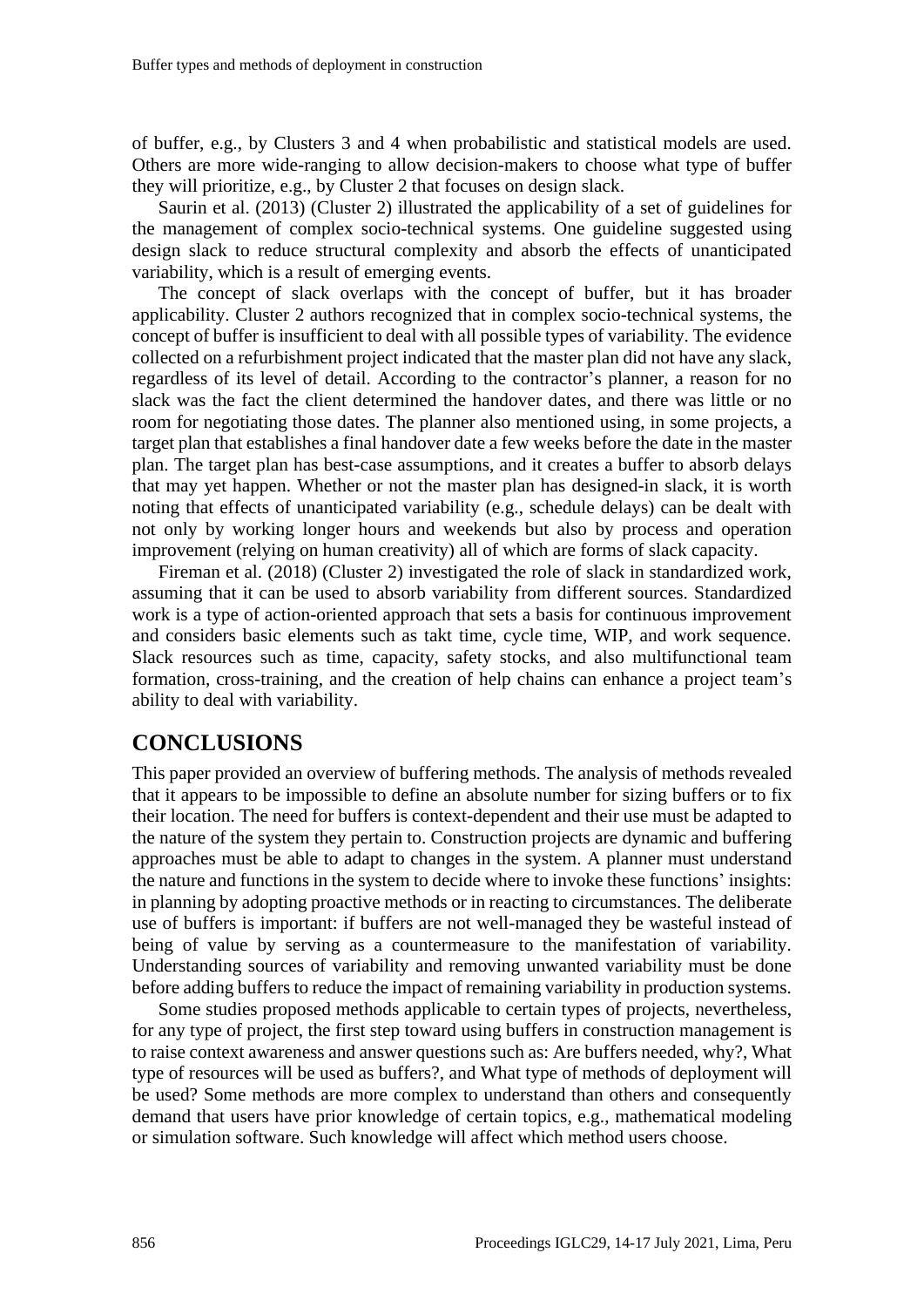of buffer, e.g., by Clusters 3 and 4 when probabilistic and statistical models are used. Others are more wide-ranging to allow decision-makers to choose what type of buffer they will prioritize, e.g., by Cluster 2 that focuses on design slack.

Saurin et al. (2013) (Cluster 2) illustrated the applicability of a set of guidelines for the management of complex socio-technical systems. One guideline suggested using design slack to reduce structural complexity and absorb the effects of unanticipated variability, which is a result of emerging events.

The concept of slack overlaps with the concept of buffer, but it has broader applicability. Cluster 2 authors recognized that in complex socio-technical systems, the concept of buffer is insufficient to deal with all possible types of variability. The evidence collected on a refurbishment project indicated that the master plan did not have any slack, regardless of its level of detail. According to the contractor's planner, a reason for no slack was the fact the client determined the handover dates, and there was little or no room for negotiating those dates. The planner also mentioned using, in some projects, a target plan that establishes a final handover date a few weeks before the date in the master plan. The target plan has best-case assumptions, and it creates a buffer to absorb delays that may yet happen. Whether or not the master plan has designed-in slack, it is worth noting that effects of unanticipated variability (e.g., schedule delays) can be dealt with not only by working longer hours and weekends but also by process and operation improvement (relying on human creativity) all of which are forms of slack capacity.

Fireman et al. (2018) (Cluster 2) investigated the role of slack in standardized work, assuming that it can be used to absorb variability from different sources. Standardized work is a type of action-oriented approach that sets a basis for continuous improvement and considers basic elements such as takt time, cycle time, WIP, and work sequence. Slack resources such as time, capacity, safety stocks, and also multifunctional team formation, cross-training, and the creation of help chains can enhance a project team's ability to deal with variability.

## CONCLUSIONS

This paper provided an overview of buffering methods. The analysis of methods revealed that it appears to be impossible to define an absolute number for sizing buffers or to fix their location. The need for buffers is context-dependent and their use must be adapted to the nature of the system they pertain to. Construction projects are dynamic and buffering approaches must be able to adapt to changes in the system. A planner must understand the nature and functions in the system to decide where to invoke these functions' insights: in planning by adopting proactive methods or in reacting to circumstances. The deliberate use of buffers is important: if buffers are not well-managed they be wasteful instead of being of value by serving as a countermeasure to the manifestation of variability. Understanding sources of variability and removing unwanted variability must be done before adding buffers to reduce the impact of remaining variability in production systems.

Some studies proposed methods applicable to certain types of projects, nevertheless, for any type of project, the first step toward using buffers in construction management is to raise context awareness and answer questions such as: Are buffers needed, why?, What type of resources will be used as buffers?, and What type of methods of deployment will be used? Some methods are more complex to understand than others and consequently demand that users have prior knowledge of certain topics, e.g., mathematical modeling or simulation software. Such knowledge will affect which method users choose.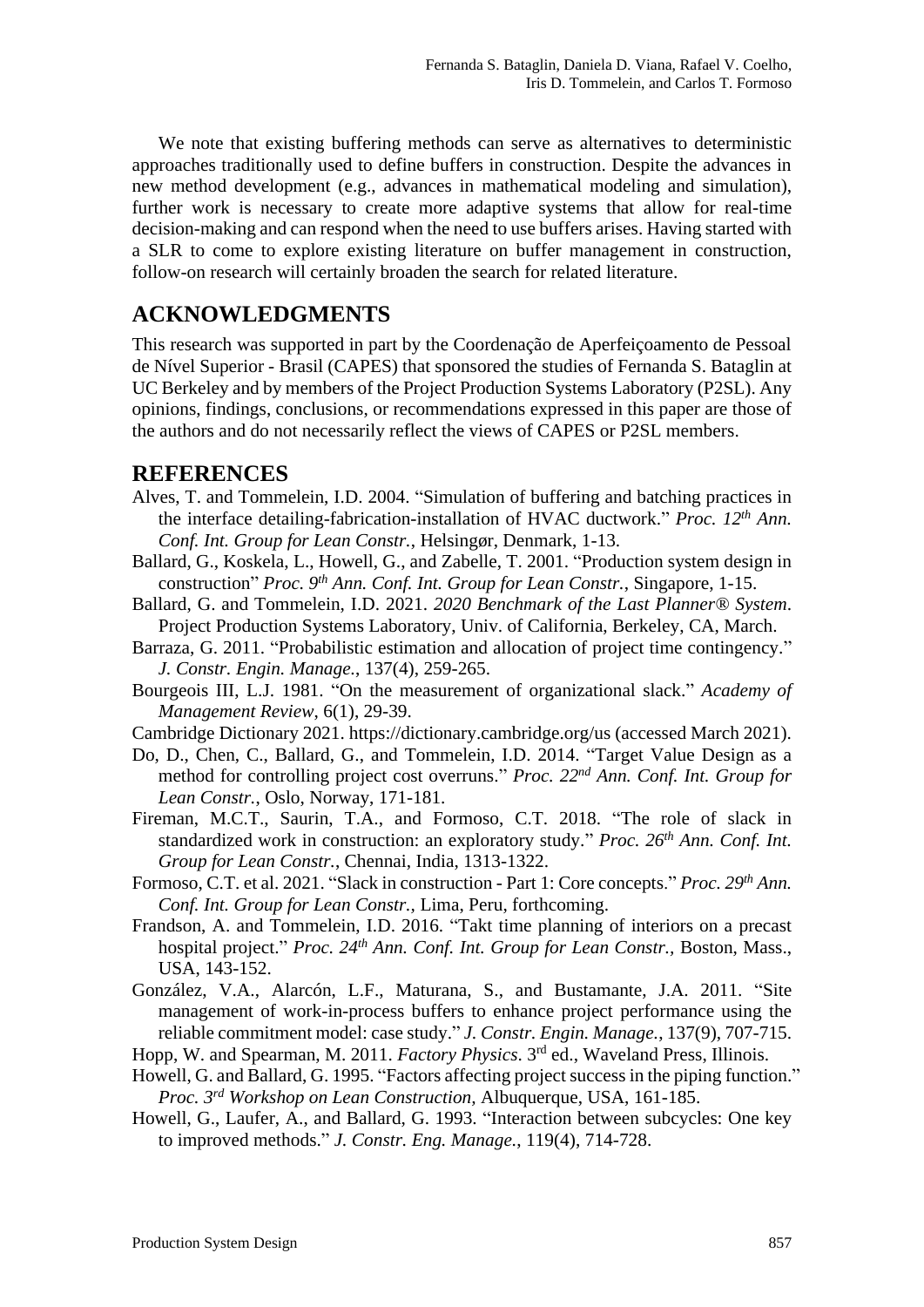We note that existing buffering methods can serve as alternatives to deterministic approaches traditionally used to define buffers in construction. Despite the advances in new method development (e.g., advances in mathematical modeling and simulation), further work is necessary to create more adaptive systems that allow for real-time decision-making and can respond when the need to use buffers arises. Having started with a SLR to come to explore existing literature on buffer management in construction, follow-on research will certainly broaden the search for related literature.

## ACKNOWLEDGMENTS

This research was supported in part by the Coordenação de Aperfeiçoamento de Pessoal de Nível Superior - Brasil (CAPES) that sponsored the studies of Fernanda S. Bataglin at UC Berkeley and by members of the Project Production Systems Laboratory (P2SL). Any opinions, findings, conclusions, or recommendations expressed in this paper are those of the authors and do not necessarily reflect the views of CAPES or P2SL members.

## REFERENCES

Alves, T. and Tommelein, I.D. 2004. "Simulation of buffering and batching practices in the interface detailing-fabrication-installation of HVAC ductwork." *Proc. 12th Ann. Conf. Int. Group for Lean Constr.*, Helsingør, Denmark, 1-13.

Ballard, G., Koskela, L., Howell, G., and Zabelle, T. 2001. "Production system design in construction" *Proc. 9th Ann. Conf. Int. Group for Lean Constr.*, Singapore, 1-15.

Ballard, G. and Tommelein, I.D. 2021. *2020 Benchmark of the Last Planner® System*. Project Production Systems Laboratory, Univ. of California, Berkeley, CA, March.

Barraza, G. 2011. "Probabilistic estimation and allocation of project time contingency." *J. Constr. Engin. Manage.*, 137(4), 259-265.

Bourgeois III, L.J. 1981. "On the measurement of organizational slack." *Academy of Management Review*, 6(1), 29-39.

Cambridge Dictionary 2021. https://dictionary.cambridge.org/us (accessed March 2021).

Do, D., Chen, C., Ballard, G., and Tommelein, I.D. 2014. "Target Value Design as a method for controlling project cost overruns." *Proc. 22nd Ann. Conf. Int. Group for Lean Constr.*, Oslo, Norway, 171-181.

Fireman, M.C.T., Saurin, T.A., and Formoso, C.T. 2018. "The role of slack in standardized work in construction: an exploratory study." *Proc. 26th Ann. Conf. Int. Group for Lean Constr.*, Chennai, India, 1313-1322.

Formoso, C.T. et al. 2021. "Slack in construction - Part 1: Core concepts." *Proc. 29th Ann. Conf. Int. Group for Lean Constr.*, Lima, Peru, forthcoming.

Frandson, A. and Tommelein, I.D. 2016. "Takt time planning of interiors on a precast hospital project." *Proc. 24th Ann. Conf. Int. Group for Lean Constr.*, Boston, Mass., USA, 143-152.

González, V.A., Alarcón, L.F., Maturana, S., and Bustamante, J.A. 2011. "Site management of work-in-process buffers to enhance project performance using the reliable commitment model: case study." *J. Constr. Engin. Manage.*, 137(9), 707-715.

Hopp, W. and Spearman, M. 2011. *Factory Physics*. 3rd ed., Waveland Press, Illinois.

Howell, G. and Ballard, G. 1995. "Factors affecting project success in the piping function." *Proc. 3rd Workshop on Lean Construction*, Albuquerque, USA, 161-185.

Howell, G., Laufer, A., and Ballard, G. 1993. "Interaction between subcycles: One key to improved methods." *J. Constr. Eng. Manage.*, 119(4), 714-728.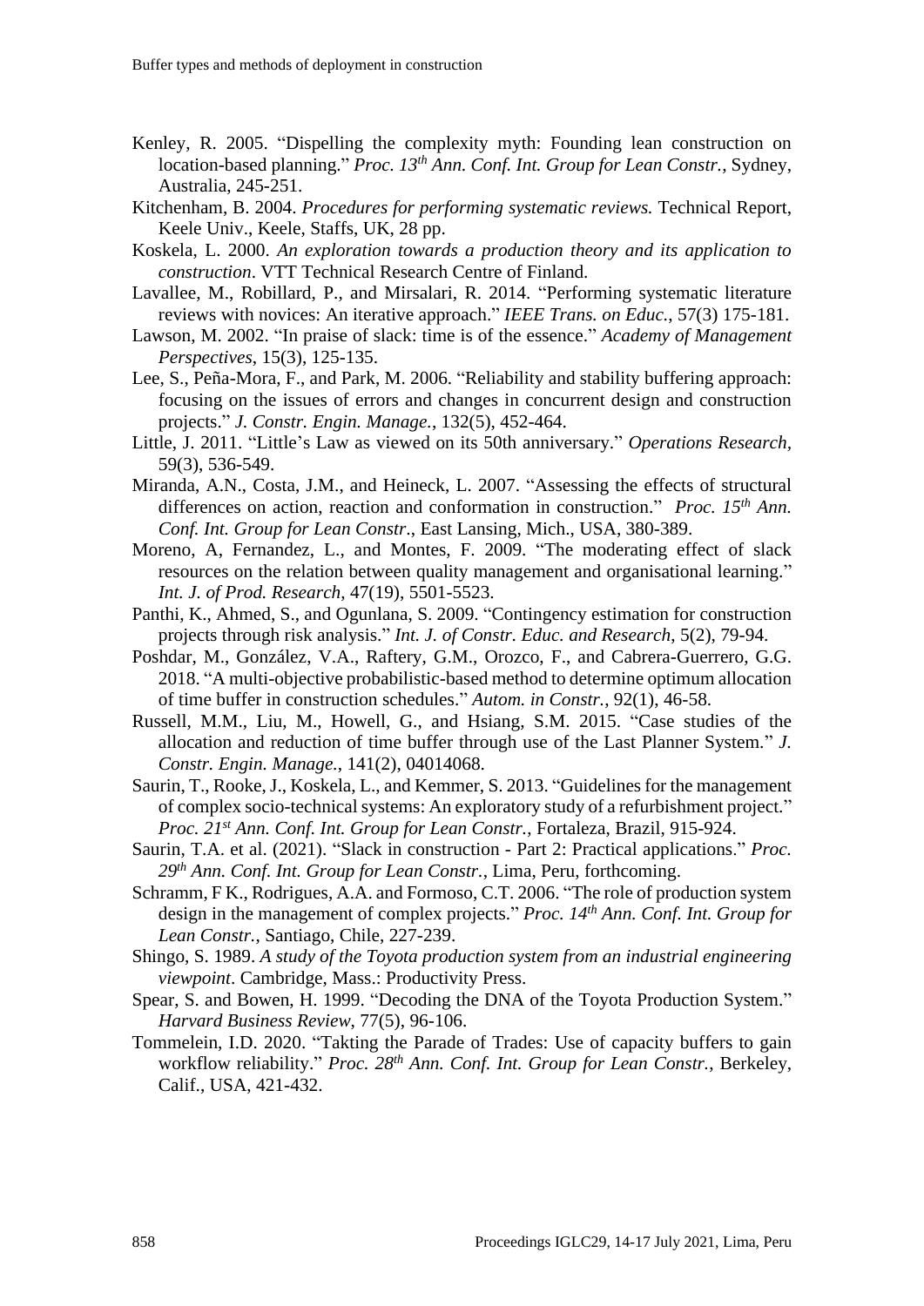Kenley, R. 2005. "Dispelling the complexity myth: Founding lean construction on location-based planning." *Proc. 13th Ann. Conf. Int. Group for Lean Constr.*, Sydney, Australia, 245-251.

Kitchenham, B. 2004. *Procedures for performing systematic reviews.* Technical Report, Keele Univ., Keele, Staffs, UK, 28 pp.

Koskela, L. 2000. *An exploration towards a production theory and its application to construction*. VTT Technical Research Centre of Finland.

Lavallee, M., Robillard, P., and Mirsalari, R. 2014. "Performing systematic literature reviews with novices: An iterative approach." *IEEE Trans. on Educ.*, 57(3) 175-181.

Lawson, M. 2002. "In praise of slack: time is of the essence." *Academy of Management Perspectives*, 15(3), 125-135.

Lee, S., Peña-Mora, F., and Park, M. 2006. "Reliability and stability buffering approach: focusing on the issues of errors and changes in concurrent design and construction projects." *J. Constr. Engin. Manage.*, 132(5), 452-464.

Little, J. 2011. "Little's Law as viewed on its 50th anniversary." *Operations Research,* 59(3), 536-549.

Miranda, A.N., Costa, J.M., and Heineck, L. 2007. "Assessing the effects of structural differences on action, reaction and conformation in construction." *Proc. 15th Ann. Conf. Int. Group for Lean Constr*., East Lansing, Mich., USA, 380-389.

Moreno, A, Fernandez, L., and Montes, F. 2009. "The moderating effect of slack resources on the relation between quality management and organisational learning." *Int. J. of Prod. Research,* 47(19), 5501-5523.

Panthi, K., Ahmed, S., and Ogunlana, S. 2009. "Contingency estimation for construction projects through risk analysis." *Int. J. of Constr. Educ. and Research*, 5(2), 79-94.

Poshdar, M., González, V.A., Raftery, G.M., Orozco, F., and Cabrera-Guerrero, G.G. 2018. "A multi-objective probabilistic-based method to determine optimum allocation of time buffer in construction schedules." *Autom. in Constr.*, 92(1), 46-58.

Russell, M.M., Liu, M., Howell, G., and Hsiang, S.M. 2015. "Case studies of the allocation and reduction of time buffer through use of the Last Planner System." *J. Constr. Engin. Manage.*, 141(2), 04014068.

Saurin, T., Rooke, J., Koskela, L., and Kemmer, S. 2013. "Guidelines for the management of complex socio-technical systems: An exploratory study of a refurbishment project." *Proc. 21st Ann. Conf. Int. Group for Lean Constr.*, Fortaleza, Brazil, 915-924.

Saurin, T.A. et al. (2021). "Slack in construction - Part 2: Practical applications." *Proc. 29th Ann. Conf. Int. Group for Lean Constr.*, Lima, Peru, forthcoming.

Schramm, F K., Rodrigues, A.A. and Formoso, C.T. 2006. "The role of production system design in the management of complex projects." *Proc. 14th Ann. Conf. Int. Group for Lean Constr.*, Santiago, Chile, 227-239.

Shingo, S. 1989. *A study of the Toyota production system from an industrial engineering viewpoint*. Cambridge, Mass.: Productivity Press.

Spear, S. and Bowen, H. 1999. "Decoding the DNA of the Toyota Production System." *Harvard Business Review*, 77(5), 96-106.

Tommelein, I.D. 2020. "Takting the Parade of Trades: Use of capacity buffers to gain workflow reliability." *Proc. 28th Ann. Conf. Int. Group for Lean Constr.*, Berkeley, Calif., USA, 421-432.